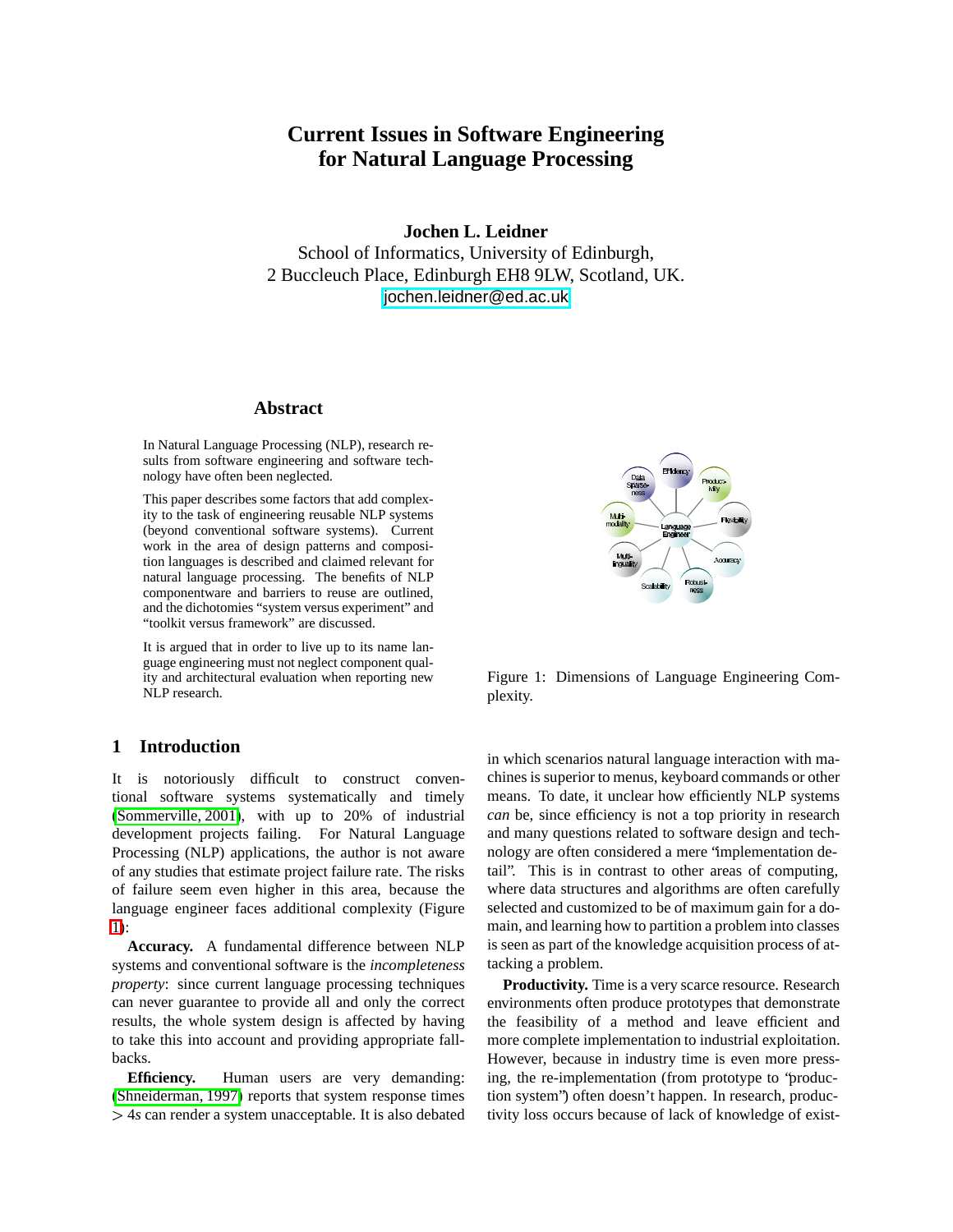# Current Issues in Software Engineering for Natural Language Processing

**Jochen L. Leidner**
School of Informatics, University of Edinburgh,
2 Buccleuch Place, Edinburgh EH8 9LW, Scotland, UK.
jochen.leidner@ed.ac.uk

## Abstract

In Natural Language Processing (NLP), research results from software engineering and software technology have often been neglected.

This paper describes some factors that add complexity to the task of engineering reusable NLP systems (beyond conventional software systems). Current work in the area of design patterns and composition languages is described and claimed relevant for natural language processing. The benefits of NLP componentware and barriers to reuse are outlined, and the dichotomies "system versus experiment" and "toolkit versus framework" are discussed.

It is argued that in order to live up to its name language engineering must not neglect component quality and architectural evaluation when reporting new NLP research.

## 1 Introduction

It is notoriously difficult to construct conventional software systems systematically and timely (Sommerville, 2001), with up to 20% of industrial development projects failing. For Natural Language Processing (NLP) applications, the author is not aware of any studies that estimate project failure rate. The risks of failure seem even higher in this area, because the language engineer faces additional complexity (Figure 1):

Figure 1: Dimensions of Language Engineering Complexity.

**Accuracy.** A fundamental difference between NLP systems and conventional software is the *incompleteness property*: since current language processing techniques can never guarantee to provide all and only the correct results, the whole system design is affected by having to take this into account and providing appropriate fallbacks.

**Efficiency.** Human users are very demanding: (Shneiderman, 1997) reports that system response times $> 4s$ can render a system unacceptable. It is also debated in which scenarios natural language interaction with machines is superior to menus, keyboard commands or other means. To date, it unclear how efficiently NLP systems *can* be, since efficiency is not a top priority in research and many questions related to software design and technology are often considered a mere "implementation detail". This is in contrast to other areas of computing, where data structures and algorithms are often carefully selected and customized to be of maximum gain for a domain, and learning how to partition a problem into classes is seen as part of the knowledge acquisition process of attacking a problem.

**Productivity.** Time is a very scarce resource. Research environments often produce prototypes that demonstrate the feasibility of a method and leave efficient and more complete implementation to industrial exploitation. However, because in industry time is even more pressing, the re-implementation (from prototype to "production system") often doesn't happen. In research, productivity loss occurs because of lack of knowledge of exist-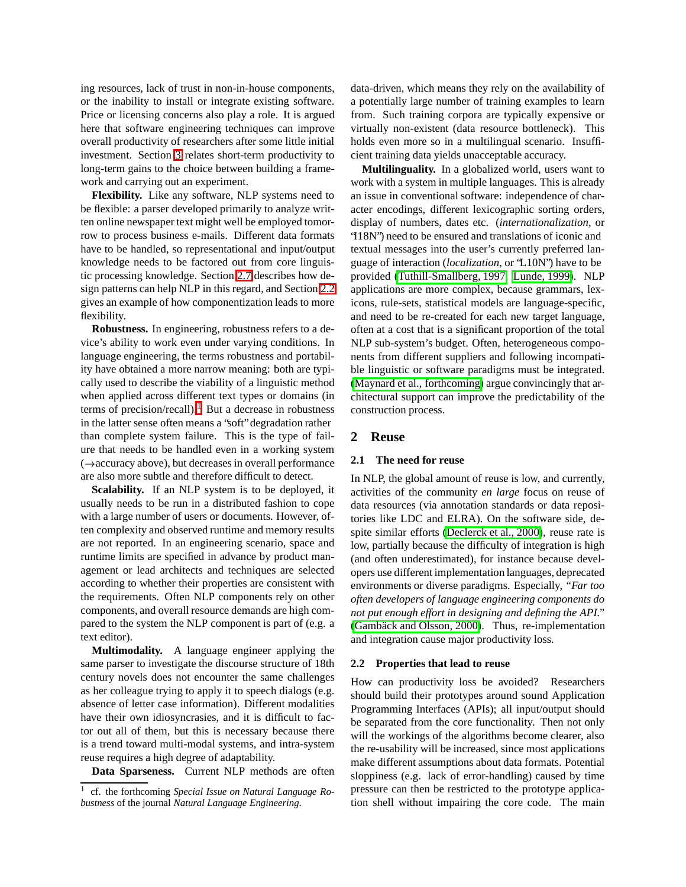ing resources, lack of trust in non-in-house components, or the inability to install or integrate existing software. Price or licensing concerns also play a role. It is argued here that software engineering techniques can improve overall productivity of researchers after some little initial investment. Section 3 relates short-term productivity to long-term gains to the choice between building a framework and carrying out an experiment.

**Flexibility.** Like any software, NLP systems need to be flexible: a parser developed primarily to analyze written online newspaper text might well be employed tomorrow to process business e-mails. Different data formats have to be handled, so representational and input/output knowledge needs to be factored out from core linguistic processing knowledge. Section 2.7 describes how design patterns can help NLP in this regard, and Section 2.2 gives an example of how componentization leads to more flexibility.

**Robustness.** In engineering, robustness refers to a device's ability to work even under varying conditions. In language engineering, the terms robustness and portability have obtained a more narrow meaning: both are typically used to describe the viability of a linguistic method when applied across different text types or domains (in terms of precision/recall).[1] But a decrease in robustness in the latter sense often means a "soft" degradation rather than complete system failure. This is the type of failure that needs to be handled even in a working system (→accuracy above), but decreases in overall performance are also more subtle and therefore difficult to detect.

**Scalability.** If an NLP system is to be deployed, it usually needs to be run in a distributed fashion to cope with a large number of users or documents. However, often complexity and observed runtime and memory results are not reported. In an engineering scenario, space and runtime limits are specified in advance by product management or lead architects and techniques are selected according to whether their properties are consistent with the requirements. Often NLP components rely on other components, and overall resource demands are high compared to the system the NLP component is part of (e.g. a text editor).

**Multimodality.** A language engineer applying the same parser to investigate the discourse structure of 18th century novels does not encounter the same challenges as her colleague trying to apply it to speech dialogs (e.g. absence of letter case information). Different modalities have their own idiosyncrasies, and it is difficult to factor out all of them, but this is necessary because there is a trend toward multi-modal systems, and intra-system reuse requires a high degree of adaptability.

**Data Sparseness.** Current NLP methods are often data-driven, which means they rely on the availability of a potentially large number of training examples to learn from. Such training corpora are typically expensive or virtually non-existent (data resource bottleneck). This holds even more so in a multilingual scenario. Insufficient training data yields unacceptable accuracy.

**Multilinguality.** In a globalized world, users want to work with a system in multiple languages. This is already an issue in conventional software: independence of character encodings, different lexicographic sorting orders, display of numbers, dates etc. (*internationalization*, or "I18N") need to be ensured and translations of iconic and textual messages into the user's currently preferred language of interaction (*localization*, or "L10N") have to be provided (Tuthill-Smallberg, 1997; Lunde, 1999). NLP applications are more complex, because grammars, lexicons, rule-sets, statistical models are language-specific, and need to be re-created for each new target language, often at a cost that is a significant proportion of the total NLP sub-system's budget. Often, heterogeneous components from different suppliers and following incompatible linguistic or software paradigms must be integrated. (Maynard et al., forthcoming) argue convincingly that architectural support can improve the predictability of the construction process.

## 2 Reuse

### 2.1 The need for reuse

In NLP, the global amount of reuse is low, and currently, activities of the community *en large* focus on reuse of data resources (via annotation standards or data repositories like LDC and ELRA). On the software side, despite similar efforts (Declerck et al., 2000), reuse rate is low, partially because the difficulty of integration is high (and often underestimated), for instance because developers use different implementation languages, deprecated environments or diverse paradigms. Especially, "*Far too often developers of language engineering components do not put enough effort in designing and defining the API.*" (Gambäck and Olsson, 2000). Thus, re-implementation and integration cause major productivity loss.

### 2.2 Properties that lead to reuse

How can productivity loss be avoided? Researchers should build their prototypes around sound Application Programming Interfaces (APIs); all input/output should be separated from the core functionality. Then not only will the workings of the algorithms become clearer, also the re-usability will be increased, since most applications make different assumptions about data formats. Potential sloppiness (e.g. lack of error-handling) caused by time pressure can then be restricted to the prototype application shell without impairing the core code. The main

[1] cf. the forthcoming *Special Issue on Natural Language Robustness* of the journal *Natural Language Engineering*.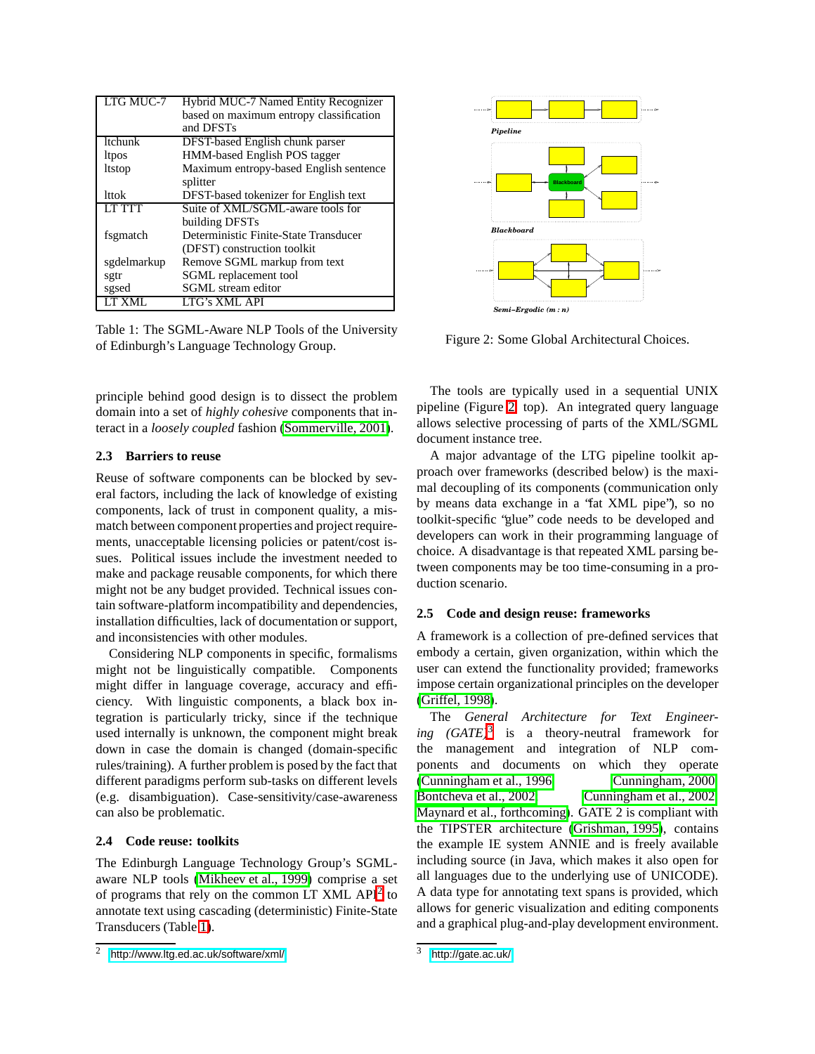| | |
|---|---|
| LTG MUC-7 | Hybrid MUC-7 Named Entity Recognizer based on maximum entropy classification and DFSTs |
| ltchunk | DFST-based English chunk parser |
| ltpos | HMM-based English POS tagger |
| ltstop | Maximum entropy-based English sentence splitter |
| lttok | DFST-based tokenizer for English text |
| LT TTT | Suite of XML/SGML-aware tools for building DFSTs |
| fsgmatch | Deterministic Finite-State Transducer (DFST) construction toolkit |
| sgdelmarkup | Remove SGML markup from text |
| sgtr | SGML replacement tool |
| sgsed | SGML stream editor |
| LT XML | LTG's XML API |

Table 1: The SGML-Aware NLP Tools of the University of Edinburgh's Language Technology Group.

principle behind good design is to dissect the problem domain into a set of *highly cohesive* components that interact in a *loosely coupled* fashion (Sommerville, 2001).

### 2.3 Barriers to reuse

Reuse of software components can be blocked by several factors, including the lack of knowledge of existing components, lack of trust in component quality, a mismatch between component properties and project requirements, unacceptable licensing policies or patent/cost issues. Political issues include the investment needed to make and package reusable components, for which there might not be any budget provided. Technical issues contain software-platform incompatibility and dependencies, installation difficulties, lack of documentation or support, and inconsistencies with other modules.

Considering NLP components in specific, formalisms might not be linguistically compatible. Components might differ in language coverage, accuracy and efficiency. With linguistic components, a black box integration is particularly tricky, since if the technique used internally is unknown, the component might break down in case the domain is changed (domain-specific rules/training). A further problem is posed by the fact that different paradigms perform sub-tasks on different levels (e.g. disambiguation). Case-sensitivity/case-awareness can also be problematic.

### 2.4 Code reuse: toolkits

The Edinburgh Language Technology Group's SGML-aware NLP tools (Mikheev et al., 1999) comprise a set of programs that rely on the common LT XML API[2] to annotate text using cascading (deterministic) Finite-State Transducers (Table 1).

[2] http://www.ltg.ed.ac.uk/software/xml/

Figure 2: Some Global Architectural Choices.

The tools are typically used in a sequential UNIX pipeline (Figure 2, top). An integrated query language allows selective processing of parts of the XML/SGML document instance tree.

A major advantage of the LTG pipeline toolkit approach over frameworks (described below) is the maximal decoupling of its components (communication only by means data exchange in a "fat XML pipe"), so no toolkit-specific "glue" code needs to be developed and developers can work in their programming language of choice. A disadvantage is that repeated XML parsing between components may be too time-consuming in a production scenario.

### 2.5 Code and design reuse: frameworks

A framework is a collection of pre-defined services that embody a certain, given organization, within which the user can extend the functionality provided; frameworks impose certain organizational principles on the developer (Griffel, 1998).

The *General Architecture for Text Engineering (GATE)*[3] is a theory-neutral framework for the management and integration of NLP components and documents on which they operate (Cunningham et al., 1996; Cunningham, 2000; Bontcheva et al., 2002; Cunningham et al., 2002; Maynard et al., forthcoming). GATE 2 is compliant with the TIPSTER architecture (Grishman, 1995), contains the example IE system ANNIE and is freely available including source (in Java, which makes it also open for all languages due to the underlying use of UNICODE). A data type for annotating text spans is provided, which allows for generic visualization and editing components and a graphical plug-and-play development environment.

[3] http://gate.ac.uk/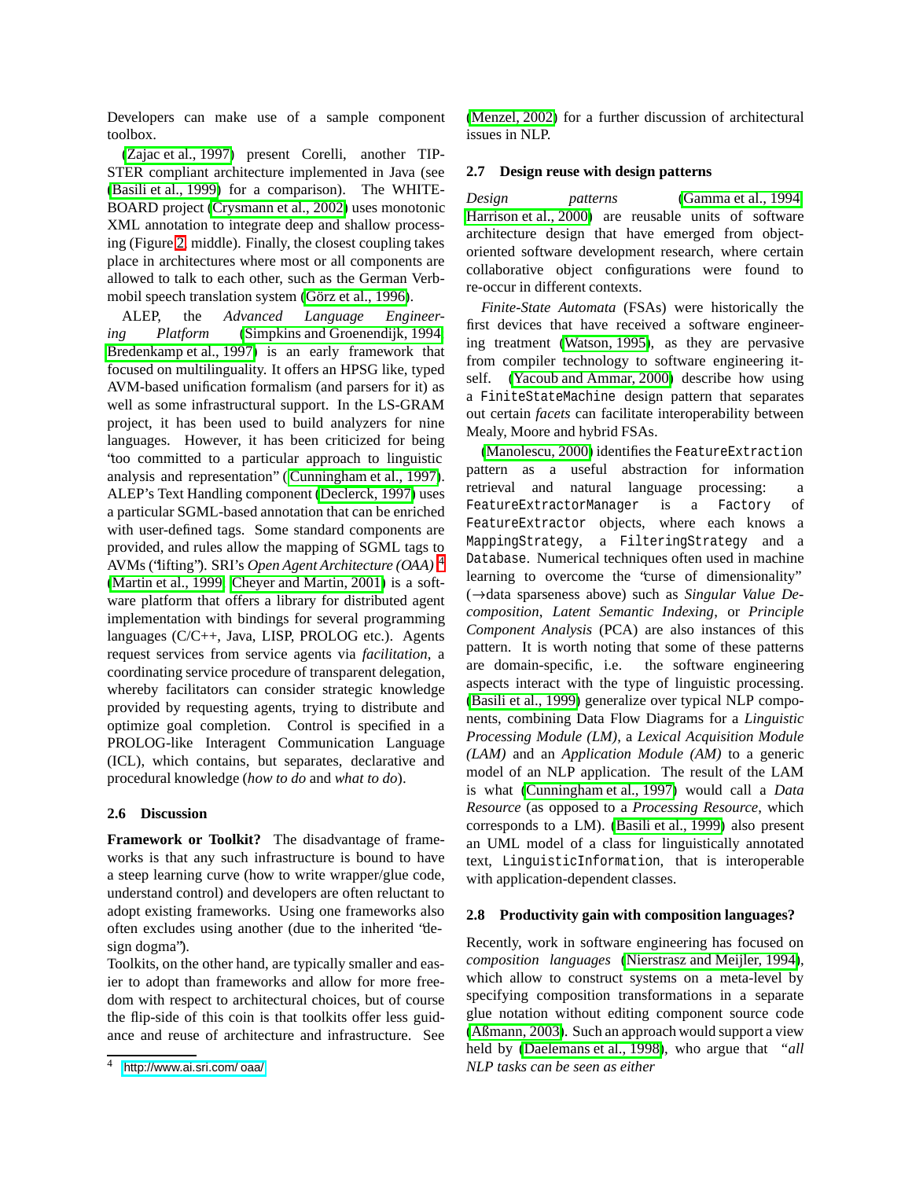Developers can make use of a sample component toolbox.

(Zajac et al., 1997) present Corelli, another TIPSTER compliant architecture implemented in Java (see (Basili et al., 1999) for a comparison). The WHITEBOARD project (Crysmann et al., 2002) uses monotonic XML annotation to integrate deep and shallow processing (Figure 2, middle). Finally, the closest coupling takes place in architectures where most or all components are allowed to talk to each other, such as the German Verbmobil speech translation system (Görz et al., 1996).

ALEP, the *Advanced Language Engineering Platform* (Simpkins and Groenendijk, 1994; Bredenkamp et al., 1997) is an early framework that focused on multilinguality. It offers an HPSG like, typed AVM-based unification formalism (and parsers for it) as well as some infrastructural support. In the LS-GRAM project, it has been used to build analyzers for nine languages. However, it has been criticized for being "too committed to a particular approach to linguistic analysis and representation" (Cunningham et al., 1997). ALEP's Text Handling component (Declerck, 1997) uses a particular SGML-based annotation that can be enriched with user-defined tags. Some standard components are provided, and rules allow the mapping of SGML tags to AVMs ("lifting"). SRI's *Open Agent Architecture (OAA)*[4] (Martin et al., 1999; Cheyer and Martin, 2001) is a software platform that offers a library for distributed agent implementation with bindings for several programming languages (C/C++, Java, LISP, PROLOG etc.). Agents request services from service agents via *facilitation*, a coordinating service procedure of transparent delegation, whereby facilitators can consider strategic knowledge provided by requesting agents, trying to distribute and optimize goal completion. Control is specified in a PROLOG-like Interagent Communication Language (ICL), which contains, but separates, declarative and procedural knowledge (*how to do* and *what to do*).

### 2.6 Discussion

**Framework or Toolkit?** The disadvantage of frameworks is that any such infrastructure is bound to have a steep learning curve (how to write wrapper/glue code, understand control) and developers are often reluctant to adopt existing frameworks. Using one frameworks also often excludes using another (due to the inherited "design dogma").

Toolkits, on the other hand, are typically smaller and easier to adopt than frameworks and allow for more freedom with respect to architectural choices, but of course the flip-side of this coin is that toolkits offer less guidance and reuse of architecture and infrastructure. See (Menzel, 2002) for a further discussion of architectural issues in NLP.

### 2.7 Design reuse with design patterns

*Design patterns* (Gamma et al., 1994; Harrison et al., 2000) are reusable units of software architecture design that have emerged from object-oriented software development research, where certain collaborative object configurations were found to re-occur in different contexts.

*Finite-State Automata* (FSAs) were historically the first devices that have received a software engineering treatment (Watson, 1995), as they are pervasive from compiler technology to software engineering itself. (Yacoub and Ammar, 2000) describe how using a `FiniteStateMachine` design pattern that separates out certain *facets* can facilitate interoperability between Mealy, Moore and hybrid FSAs.

(Manolescu, 2000) identifies the `FeatureExtraction` pattern as a useful abstraction for information retrieval and natural language processing: a `FeatureExtractorManager` is a Factory of `FeatureExtractor` objects, where each knows a `MappingStrategy`, a `FilteringStrategy` and a `Database`. Numerical techniques often used in machine learning to overcome the "curse of dimensionality" ($\rightarrow$data sparseness above) such as *Singular Value Decomposition*, *Latent Semantic Indexing*, or *Principle Component Analysis* (PCA) are also instances of this pattern. It is worth noting that some of these patterns are domain-specific, i.e. the software engineering aspects interact with the type of linguistic processing. (Basili et al., 1999) generalize over typical NLP components, combining Data Flow Diagrams for a *Linguistic Processing Module (LM)*, a *Lexical Acquisition Module (LAM)* and an *Application Module (AM)* to a generic model of an NLP application. The result of the LAM is what (Cunningham et al., 1997) would call a *Data Resource* (as opposed to a *Processing Resource*, which corresponds to a LM). (Basili et al., 1999) also present an UML model of a class for linguistically annotated text, `LinguisticInformation`, that is interoperable with application-dependent classes.

### 2.8 Productivity gain with composition languages?

Recently, work in software engineering has focused on *composition languages* (Nierstrasz and Meijler, 1994), which allow to construct systems on a meta-level by specifying composition transformations in a separate glue notation without editing component source code (Aßmann, 2003). Such an approach would support a view held by (Daelemans et al., 1998), who argue that *"all NLP tasks can be seen as either*

[4] http://www.ai.sri.com/ oaa/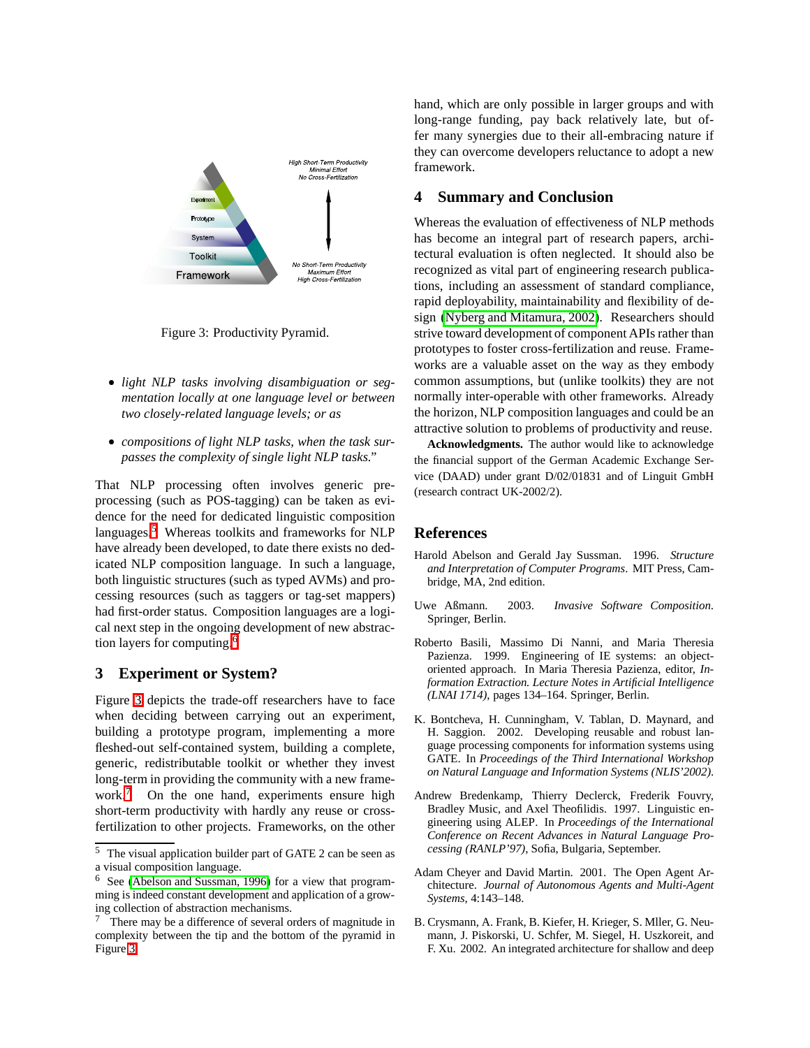Figure 3: Productivity Pyramid.

- *light NLP tasks involving disambiguation or segmentation locally at one language level or between two closely-related language levels; or as*
- *compositions of light NLP tasks, when the task surpasses the complexity of single light NLP tasks.*"

That NLP processing often involves generic preprocessing (such as POS-tagging) can be taken as evidence for the need for dedicated linguistic composition languages.[5] Whereas toolkits and frameworks for NLP have already been developed, to date there exists no dedicated NLP composition language. In such a language, both linguistic structures (such as typed AVMs) and processing resources (such as taggers or tag-set mappers) had first-order status. Composition languages are a logical next step in the ongoing development of new abstraction layers for computing.[6]

## 3 Experiment or System?

Figure 3 depicts the trade-off researchers have to face when deciding between carrying out an experiment, building a prototype program, implementing a more fleshed-out self-contained system, building a complete, generic, redistributable toolkit or whether they invest long-term in providing the community with a new framework.[7] On the one hand, experiments ensure high short-term productivity with hardly any reuse or cross-fertilization to other projects. Frameworks, on the other hand, which are only possible in larger groups and with long-range funding, pay back relatively late, but offer many synergies due to their all-embracing nature if they can overcome developers reluctance to adopt a new framework.

## 4 Summary and Conclusion

Whereas the evaluation of effectiveness of NLP methods has become an integral part of research papers, architectural evaluation is often neglected. It should also be recognized as vital part of engineering research publications, including an assessment of standard compliance, rapid deployability, maintainability and flexibility of design (Nyberg and Mitamura, 2002). Researchers should strive toward development of component APIs rather than prototypes to foster cross-fertilization and reuse. Frameworks are a valuable asset on the way as they embody common assumptions, but (unlike toolkits) they are not normally inter-operable with other frameworks. Already the horizon, NLP composition languages and could be an attractive solution to problems of productivity and reuse.

**Acknowledgments.** The author would like to acknowledge the financial support of the German Academic Exchange Service (DAAD) under grant D/02/01831 and of Linguit GmbH (research contract UK-2002/2).

## References

Harold Abelson and Gerald Jay Sussman. 1996. *Structure and Interpretation of Computer Programs*. MIT Press, Cambridge, MA, 2nd edition.

Uwe Aßmann. 2003. *Invasive Software Composition*. Springer, Berlin.

Roberto Basili, Massimo Di Nanni, and Maria Theresia Pazienza. 1999. Engineering of IE systems: an object-oriented approach. In Maria Theresia Pazienza, editor, *Information Extraction. Lecture Notes in Artificial Intelligence (LNAI 1714)*, pages 134–164. Springer, Berlin.

K. Bontcheva, H. Cunningham, V. Tablan, D. Maynard, and H. Saggion. 2002. Developing reusable and robust language processing components for information systems using GATE. In *Proceedings of the Third International Workshop on Natural Language and Information Systems (NLIS'2002)*.

Andrew Bredenkamp, Thierry Declerck, Frederik Fouvry, Bradley Music, and Axel Theofilidis. 1997. Linguistic engineering using ALEP. In *Proceedings of the International Conference on Recent Advances in Natural Language Processing (RANLP'97)*, Sofia, Bulgaria, September.

Adam Cheyer and David Martin. 2001. The Open Agent Architecture. *Journal of Autonomous Agents and Multi-Agent Systems*, 4:143–148.

B. Crysmann, A. Frank, B. Kiefer, H. Krieger, S. Mller, G. Neumann, J. Piskorski, U. Schfer, M. Siegel, H. Uszkoreit, and F. Xu. 2002. An integrated architecture for shallow and deep

[5] The visual application builder part of GATE 2 can be seen as a visual composition language.

[6] See (Abelson and Sussman, 1996) for a view that programming is indeed constant development and application of a growing collection of abstraction mechanisms.

[7] There may be a difference of several orders of magnitude in complexity between the tip and the bottom of the pyramid in Figure 3.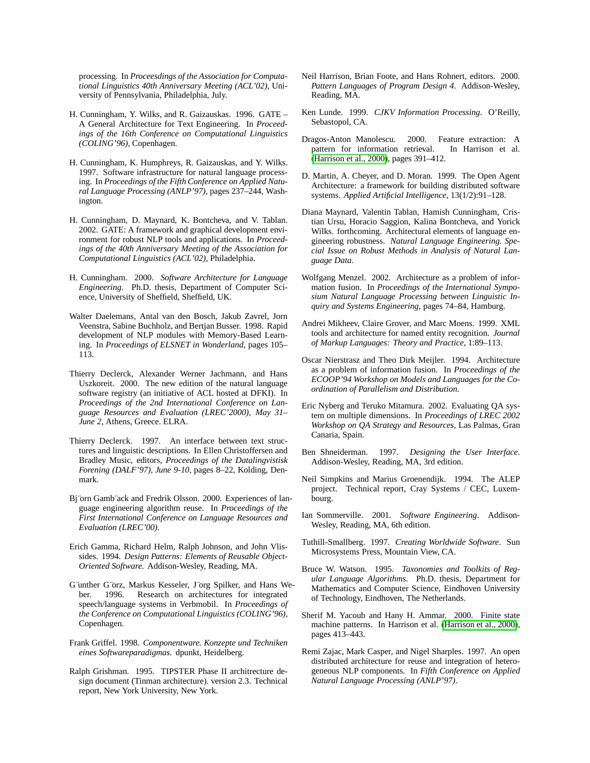processing. In *Proceesdings of the Association for Computational Linguistics 40th Anniversary Meeting (ACL'02)*, University of Pennsylvania, Philadelphia, July.

H. Cunningham, Y. Wilks, and R. Gaizauskas. 1996. GATE – A General Architecture for Text Engineering. In *Proceedings of the 16th Conference on Computational Linguistics (COLING'96)*, Copenhagen.

H. Cunningham, K. Humphreys, R. Gaizauskas, and Y. Wilks. 1997. Software infrastructure for natural language processing. In *Proceedings of the Fifth Conference on Applied Natural Language Processing (ANLP'97)*, pages 237–244, Washington.

H. Cunningham, D. Maynard, K. Bontcheva, and V. Tablan. 2002. GATE: A framework and graphical development environment for robust NLP tools and applications. In *Proceedings of the 40th Anniversary Meeting of the Association for Computational Linguistics (ACL'02)*, Philadelphia.

H. Cunningham. 2000. *Software Architecture for Language Engineering*. Ph.D. thesis, Department of Computer Science, University of Sheffield, Sheffield, UK.

Walter Daelemans, Antal van den Bosch, Jakub Zavrel, Jorn Veenstra, Sabine Buchholz, and Bertjan Busser. 1998. Rapid development of NLP modules with Memory-Based Learning. In *Proceedings of ELSNET in Wonderland*, pages 105–113.

Thierry Declerck, Alexander Werner Jachmann, and Hans Uszkoreit. 2000. The new edition of the natural language software registry (an initiative of ACL hosted at DFKI). In *Proceedings of the 2nd International Conference on Language Resources and Evaluation (LREC'2000), May 31–June 2*, Athens, Greece. ELRA.

Thierry Declerck. 1997. An interface between text structures and linguistic descriptions. In Ellen Christoffersen and Bradley Music, editors, *Proceedings of the Datalingvistisk Forening (DALF'97), June 9-10*, pages 8–22, Kolding, Denmark.

Björn Gambäck and Fredrik Olsson. 2000. Experiences of language engineering algorithm reuse. In *Proceedings of the First International Conference on Language Resources and Evaluation (LREC'00)*.

Erich Gamma, Richard Helm, Ralph Johnson, and John Vlissides. 1994. *Design Patterns: Elements of Reusable Object-Oriented Software*. Addison-Wesley, Reading, MA.

Günther Görz, Markus Kesseler, Jörg Spilker, and Hans Weber. 1996. Research on architectures for integrated speech/language systems in Verbmobil. In *Proceedings of the Conference on Computational Linguistics (COLING'96)*, Copenhagen.

Frank Griffel. 1998. *Componentware. Konzepte und Techniken eines Softwareparadigmas.* dpunkt, Heidelberg.

Ralph Grishman. 1995. TIPSTER Phase II architrecture design document (Tinman architecture). version 2.3. Technical report, New York University, New York.

Neil Harrison, Brian Foote, and Hans Rohnert, editors. 2000. *Pattern Languages of Program Design 4*. Addison-Wesley, Reading, MA.

Ken Lunde. 1999. *CJKV Information Processing*. O'Reilly, Sebastopol, CA.

Dragos-Anton Manolescu. 2000. Feature extraction: A pattern for information retrieval. In Harrison et al. (Harrison et al., 2000), pages 391–412.

D. Martin, A. Cheyer, and D. Moran. 1999. The Open Agent Architecture: a framework for building distributed software systems. *Applied Artificial Intelligence*, 13(1/2):91–128.

Diana Maynard, Valentin Tablan, Hamish Cunningham, Cristian Ursu, Horacio Saggion, Kalina Bontcheva, and Yorick Wilks. forthcoming. Architectural elements of language engineering robustness. *Natural Language Engineering. Special Issue on Robust Methods in Analysis of Natural Language Data.*

Wolfgang Menzel. 2002. Architecture as a problem of information fusion. In *Proceedings of the International Symposium Natural Language Processing between Linguistic Inquiry and Systems Engineering*, pages 74–84, Hamburg.

Andrei Mikheev, Claire Grover, and Marc Moens. 1999. XML tools and architecture for named entity recognition. *Journal of Markup Languages: Theory and Practice*, 1:89–113.

Oscar Nierstrasz and Theo Dirk Meijler. 1994. Architecture as a problem of information fusion. In *Proceedings of the ECOOP'94 Workshop on Models and Languages for the Coordination of Parallelism and Distribution.*

Eric Nyberg and Teruko Mitamura. 2002. Evaluating QA system on multiple dimensions. In *Proceedings of LREC 2002 Workshop on QA Strategy and Resources*, Las Palmas, Gran Canaria, Spain.

Ben Shneiderman. 1997. *Designing the User Interface*. Addison-Wesley, Reading, MA, 3rd edition.

Neil Simpkins and Marius Groenendijk. 1994. The ALEP project. Technical report, Cray Systems / CEC, Luxembourg.

Ian Sommerville. 2001. *Software Engineering*. Addison-Wesley, Reading, MA, 6th edition.

Tuthill-Smallberg. 1997. *Creating Worldwide Software*. Sun Microsystems Press, Mountain View, CA.

Bruce W. Watson. 1995. *Taxonomies and Toolkits of Regular Language Algorithms*. Ph.D. thesis, Department for Mathematics and Computer Science, Eindhoven University of Technology, Eindhoven, The Netherlands.

Sherif M. Yacoub and Hany H. Ammar. 2000. Finite state machine patterns. In Harrison et al. (Harrison et al., 2000), pages 413–443.

Remi Zajac, Mark Casper, and Nigel Sharples. 1997. An open distributed architecture for reuse and integration of heterogeneous NLP components. In *Fifth Conference on Applied Natural Language Processing (ANLP'97)*.